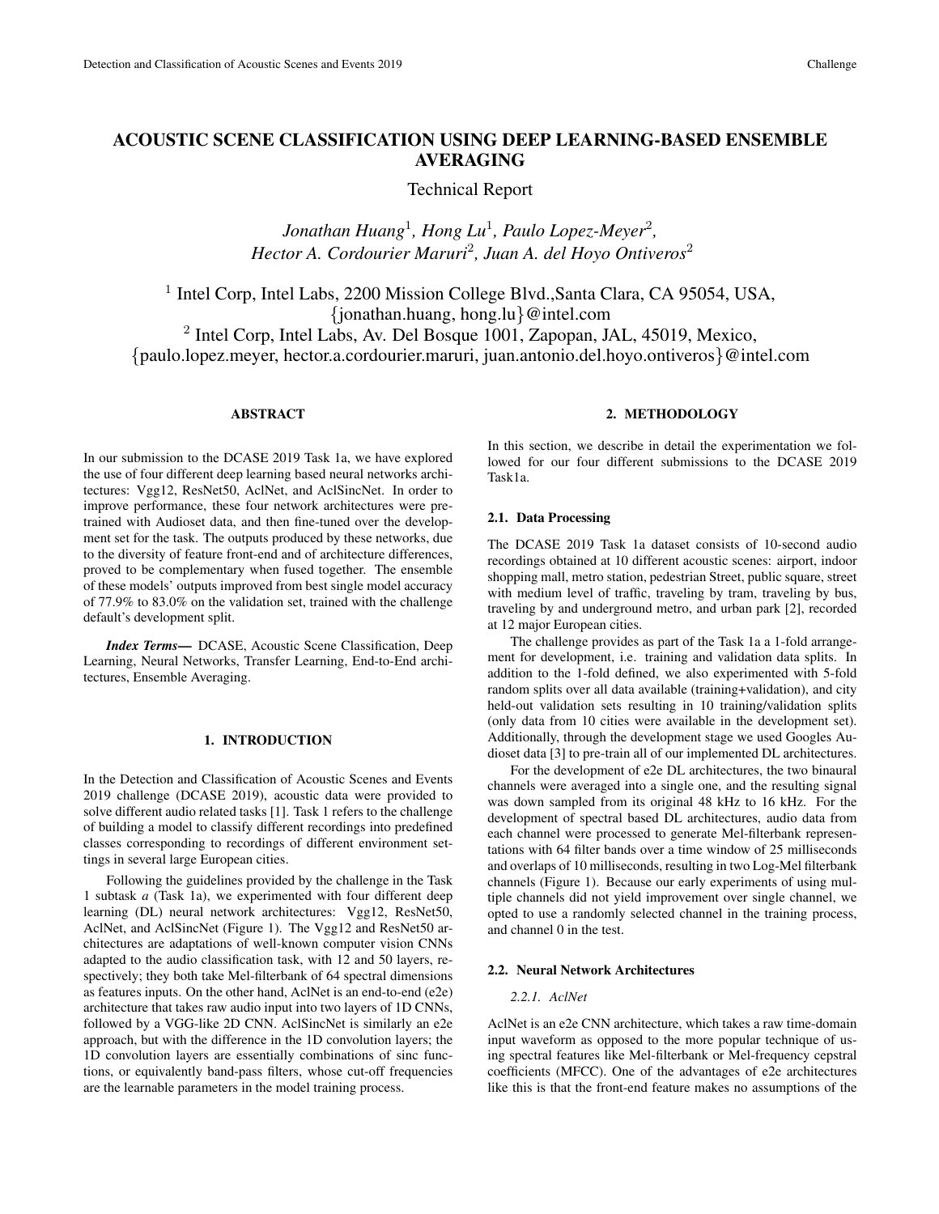# ACOUSTIC SCENE CLASSIFICATION USING DEEP LEARNING-BASED ENSEMBLE AVERAGING

Technical Report

*Jonathan Huang*[1], *Hong Lu*[1], *Paulo Lopez-Meyer*[2], *Hector A. Cordourier Maruri*[2], *Juan A. del Hoyo Ontiveros*[2]

[1] Intel Corp, Intel Labs, 2200 Mission College Blvd.,Santa Clara, CA 95054, USA, {jonathan.huang, hong.lu}@intel.com

[2] Intel Corp, Intel Labs, Av. Del Bosque 1001, Zapopan, JAL, 45019, Mexico, {paulo.lopez.meyer, hector.a.cordourier.maruri, juan.antonio.del.hoyo.ontiveros}@intel.com

## ABSTRACT

In our submission to the DCASE 2019 Task 1a, we have explored the use of four different deep learning based neural networks architectures: Vgg12, ResNet50, AclNet, and AclSincNet. In order to improve performance, these four network architectures were pretrained with Audioset data, and then fine-tuned over the development set for the task. The outputs produced by these networks, due to the diversity of feature front-end and of architecture differences, proved to be complementary when fused together. The ensemble of these models' outputs improved from best single model accuracy of 77.9% to 83.0% on the validation set, trained with the challenge default's development split.

***Index Terms*—** DCASE, Acoustic Scene Classification, Deep Learning, Neural Networks, Transfer Learning, End-to-End architectures, Ensemble Averaging.

## 1. INTRODUCTION

In the Detection and Classification of Acoustic Scenes and Events 2019 challenge (DCASE 2019), acoustic data were provided to solve different audio related tasks [1]. Task 1 refers to the challenge of building a model to classify different recordings into predefined classes corresponding to recordings of different environment settings in several large European cities.

Following the guidelines provided by the challenge in the Task 1 subtask *a* (Task 1a), we experimented with four different deep learning (DL) neural network architectures: Vgg12, ResNet50, AclNet, and AclSincNet (Figure 1). The Vgg12 and ResNet50 architectures are adaptations of well-known computer vision CNNs adapted to the audio classification task, with 12 and 50 layers, respectively; they both take Mel-filterbank of 64 spectral dimensions as features inputs. On the other hand, AclNet is an end-to-end (e2e) architecture that takes raw audio input into two layers of 1D CNNs, followed by a VGG-like 2D CNN. AclSincNet is similarly an e2e approach, but with the difference in the 1D convolution layers; the 1D convolution layers are essentially combinations of sinc functions, or equivalently band-pass filters, whose cut-off frequencies are the learnable parameters in the model training process.

## 2. METHODOLOGY

In this section, we describe in detail the experimentation we followed for our four different submissions to the DCASE 2019 Task1a.

### 2.1. Data Processing

The DCASE 2019 Task 1a dataset consists of 10-second audio recordings obtained at 10 different acoustic scenes: airport, indoor shopping mall, metro station, pedestrian Street, public square, street with medium level of traffic, traveling by tram, traveling by bus, traveling by and underground metro, and urban park [2], recorded at 12 major European cities.

The challenge provides as part of the Task 1a a 1-fold arrangement for development, i.e. training and validation data splits. In addition to the 1-fold defined, we also experimented with 5-fold random splits over all data available (training+validation), and city held-out validation sets resulting in 10 training/validation splits (only data from 10 cities were available in the development set). Additionally, through the development stage we used Googles Audioset data [3] to pre-train all of our implemented DL architectures.

For the development of e2e DL architectures, the two binaural channels were averaged into a single one, and the resulting signal was down sampled from its original 48 kHz to 16 kHz. For the development of spectral based DL architectures, audio data from each channel were processed to generate Mel-filterbank representations with 64 filter bands over a time window of 25 milliseconds and overlaps of 10 milliseconds, resulting in two Log-Mel filterbank channels (Figure 1). Because our early experiments of using multiple channels did not yield improvement over single channel, we opted to use a randomly selected channel in the training process, and channel 0 in the test.

### 2.2. Neural Network Architectures

#### *2.2.1. AclNet*

AclNet is an e2e CNN architecture, which takes a raw time-domain input waveform as opposed to the more popular technique of using spectral features like Mel-filterbank or Mel-frequency cepstral coefficients (MFCC). One of the advantages of e2e architectures like this is that the front-end feature makes no assumptions of the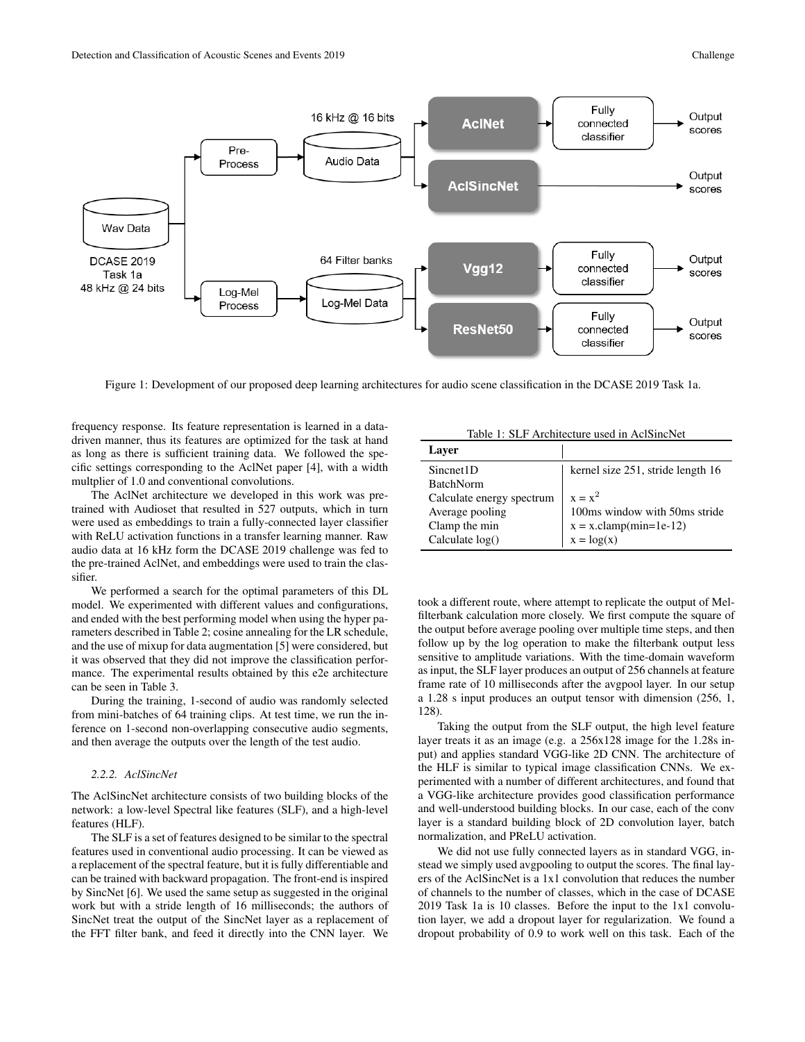Figure 1: Development of our proposed deep learning architectures for audio scene classification in the DCASE 2019 Task 1a.

frequency response. Its feature representation is learned in a data-driven manner, thus its features are optimized for the task at hand as long as there is sufficient training data. We followed the specific settings corresponding to the AclNet paper [4], with a width multplier of 1.0 and conventional convolutions.

The AclNet architecture we developed in this work was pre-trained with Audioset that resulted in 527 outputs, which in turn were used as embeddings to train a fully-connected layer classifier with ReLU activation functions in a transfer learning manner. Raw audio data at 16 kHz form the DCASE 2019 challenge was fed to the pre-trained AclNet, and embeddings were used to train the classifier.

We performed a search for the optimal parameters of this DL model. We experimented with different values and configurations, and ended with the best performing model when using the hyper parameters described in Table 2; cosine annealing for the LR schedule, and the use of mixup for data augmentation [5] were considered, but it was observed that they did not improve the classification performance. The experimental results obtained by this e2e architecture can be seen in Table 3.

During the training, 1-second of audio was randomly selected from mini-batches of 64 training clips. At test time, we run the inference on 1-second non-overlapping consecutive audio segments, and then average the outputs over the length of the test audio.

#### 2.2.2. AclSincNet

The AclSincNet architecture consists of two building blocks of the network: a low-level Spectral like features (SLF), and a high-level features (HLF).

The SLF is a set of features designed to be similar to the spectral features used in conventional audio processing. It can be viewed as a replacement of the spectral feature, but it is fully differentiable and can be trained with backward propagation. The front-end is inspired by SincNet [6]. We used the same setup as suggested in the original work but with a stride length of 16 milliseconds; the authors of SincNet treat the output of the SincNet layer as a replacement of the FFT filter bank, and feed it directly into the CNN layer. We took a different route, where attempt to replicate the output of Mel-filterbank calculation more closely. We first compute the square of the output before average pooling over multiple time steps, and then follow up by the log operation to make the filterbank output less sensitive to amplitude variations. With the time-domain waveform as input, the SLF layer produces an output of 256 channels at feature frame rate of 10 milliseconds after the avgpool layer. In our setup a 1.28 s input produces an output tensor with dimension (256, 1, 128).

Table 1: SLF Architecture used in AclSincNet

| Layer | |
|---|---|
| Sincnet1D | kernel size 251, stride length 16 |
| BatchNorm | |
| Calculate energy spectrum | $x = x^2$ |
| Average pooling | 100ms window with 50ms stride |
| Clamp the min | x = x.clamp(min=1e-12) |
| Calculate log() | x = log(x) |

Taking the output from the SLF output, the high level feature layer treats it as an image (e.g. a 256x128 image for the 1.28s input) and applies standard VGG-like 2D CNN. The architecture of the HLF is similar to typical image classification CNNs. We experimented with a number of different architectures, and found that a VGG-like architecture provides good classification performance and well-understood building blocks. In our case, each of the conv layer is a standard building block of 2D convolution layer, batch normalization, and PReLU activation.

We did not use fully connected layers as in standard VGG, instead we simply used avgpooling to output the scores. The final layers of the AclSincNet is a 1x1 convolution that reduces the number of channels to the number of classes, which in the case of DCASE 2019 Task 1a is 10 classes. Before the input to the 1x1 convolution layer, we add a dropout layer for regularization. We found a dropout probability of 0.9 to work well on this task. Each of the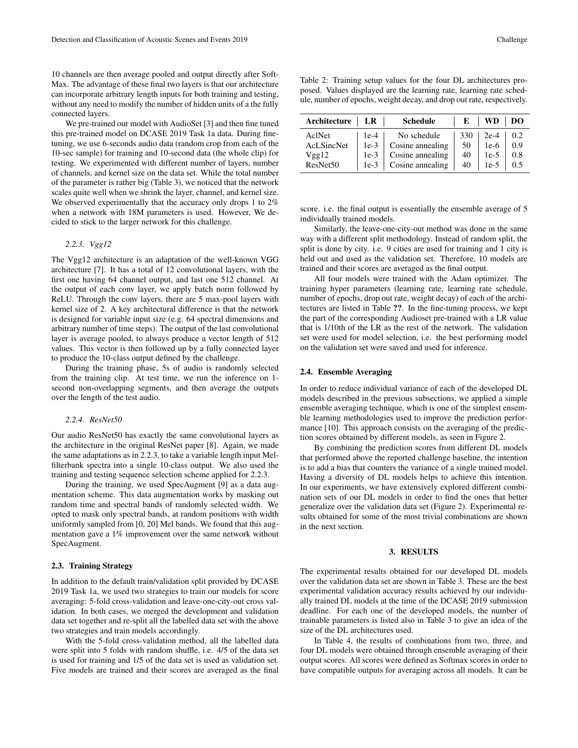10 channels are then average pooled and output directly after SoftMax. The advantage of these final two layers is that our architecture can incorporate arbitrary length inputs for both training and testing, without any need to modify the number of hidden units of a the fully connected layers.

We pre-trained our model with AudioSet [3] and then fine tuned this pre-trained model on DCASE 2019 Task 1a data. During fine-tuning, we use 6-seconds audio data (random crop from each of the 10-sec sample) for training and 10-second data (the whole clip) for testing. We experimented with different number of layers, number of channels, and kernel size on the data set. While the total number of the parameter is rather big (Table 3), we noticed that the network scales quite well when we shrink the layer, channel, and kernel size. We observed experimentally that the accuracy only drops 1 to 2% when a network with 18M parameters is used. However, We decided to stick to the larger network for this challenge.

#### 2.2.3. Vgg12

The Vgg12 architecture is an adaptation of the well-known VGG architecture [7]. It has a total of 12 convolutional layers, with the first one having 64 channel output, and last one 512 channel. At the output of each conv layer, we apply batch norm followed by ReLU. Through the conv layers, there are 5 max-pool layers with kernel size of 2. A key architectural difference is that the network is designed for variable input size (e.g. 64 spectral dimensions and arbitrary number of time steps). The output of the last convolutional layer is average pooled, to always produce a vector length of 512 values. This vector is then followed up by a fully connected layer to produce the 10-class output defined by the challenge.

During the training phase, 5s of audio is randomly selected from the training clip. At test time, we run the inference on 1-second non-overlapping segments, and then average the outputs over the length of the test audio.

#### 2.2.4. ResNet50

Our audio ResNet50 has exactly the same convolutional layers as the architecture in the original ResNet paper [8]. Again, we made the same adaptations as in 2.2.3, to take a variable length input Mel-filterbank spectra into a single 10-class output. We also used the training and testing sequence selection scheme applied for 2.2.3.

During the training, we used SpecAugment [9] as a data augmentation scheme. This data augmentation works by masking out random time and spectral bands of randomly selected width. We opted to mask only spectral bands, at random positions with width uniformly sampled from [0, 20] Mel bands. We found that this augmentation gave a 1% improvement over the same network without SpecAugment.

### 2.3. Training Strategy

In addition to the default train/validation split provided by DCASE 2019 Task 1a, we used two strategies to train our models for score averaging: 5-fold cross-validation and leave-one-city-out cross validation. In both cases, we merged the development and validation data set together and re-split all the labelled data set with the above two strategies and train models accordingly.

With the 5-fold cross-validation method, all the labelled data were split into 5 folds with random shuffle, i.e. 4/5 of the data set is used for training and 1/5 of the data set is used as validation set. Five models are trained and their scores are averaged as the final score. i.e. the final output is essentially the ensemble average of 5 individually trained models.

Table 2: Training setup values for the four DL architectures proposed. Values displayed are the learning rate, learning rate schedule, number of epochs, weight decay, and drop out rate, respectively.

| Architecture | LR | Schedule | E | WD | DO |
|---|---|---|---|---|---|
| AclNet | 1e-4 | No schedule | 330 | 2e-4 | 0.2 |
| AcLSincNet | 1e-3 | Cosine annealing | 50 | 1e-6 | 0.9 |
| Vgg12 | 1e-3 | Cosine annealing | 40 | 1e-5 | 0.8 |
| ResNet50 | 1e-3 | Cosine annealing | 40 | 1e-5 | 0.5 |

Similarly, the leave-one-city-out method was done in the same way with a different split methodology. Instead of random split, the split is done by city. i.e. 9 cities are used for training and 1 city is held out and used as the validation set. Therefore, 10 models are trained and their scores are averaged as the final output.

All four models were trained with the Adam optimizer. The training hyper parameters (learning rate, learning rate schedule, number of epochs, drop out rate, weight decay) of each of the architectures are listed in Table **??**. In the fine-tuning process, we kept the part of the corresponding Audioset pre-trained with a LR value that is 1/10th of the LR as the rest of the network. The validation set were used for model selection, i.e. the best performing model on the validation set were saved and used for inference.

### 2.4. Ensemble Averaging

In order to reduce individual variance of each of the developed DL models described in the previous subsections, we applied a simple ensemble averaging technique, which is one of the simplest ensemble learning methodologies used to improve the prediction performance [10]. This approach consists on the averaging of the prediction scores obtained by different models, as seen in Figure 2.

By combining the prediction scores from different DL models that performed above the reported challenge baseline, the intention is to add a bias that counters the variance of a single trained model. Having a diversity of DL models helps to achieve this intention. In our experiments, we have extensively explored different combination sets of our DL models in order to find the ones that better generalize over the validation data set (Figure 2). Experimental results obtained for some of the most trivial combinations are shown in the next section.

## 3. RESULTS

The experimental results obtained for our developed DL models over the validation data set are shown in Table 3. These are the best experimental validation accuracy results achieved by our individually trained DL models at the time of the DCASE 2019 submission deadline. For each one of the developed models, the number of trainable parameters is listed also in Table 3 to give an idea of the size of the DL architectures used.

In Table 4, the results of combinations from two, three, and four DL models were obtained through ensemble averaging of their output scores. All scores were defined as Softmax scores in order to have compatible outputs for averaging across all models. It can be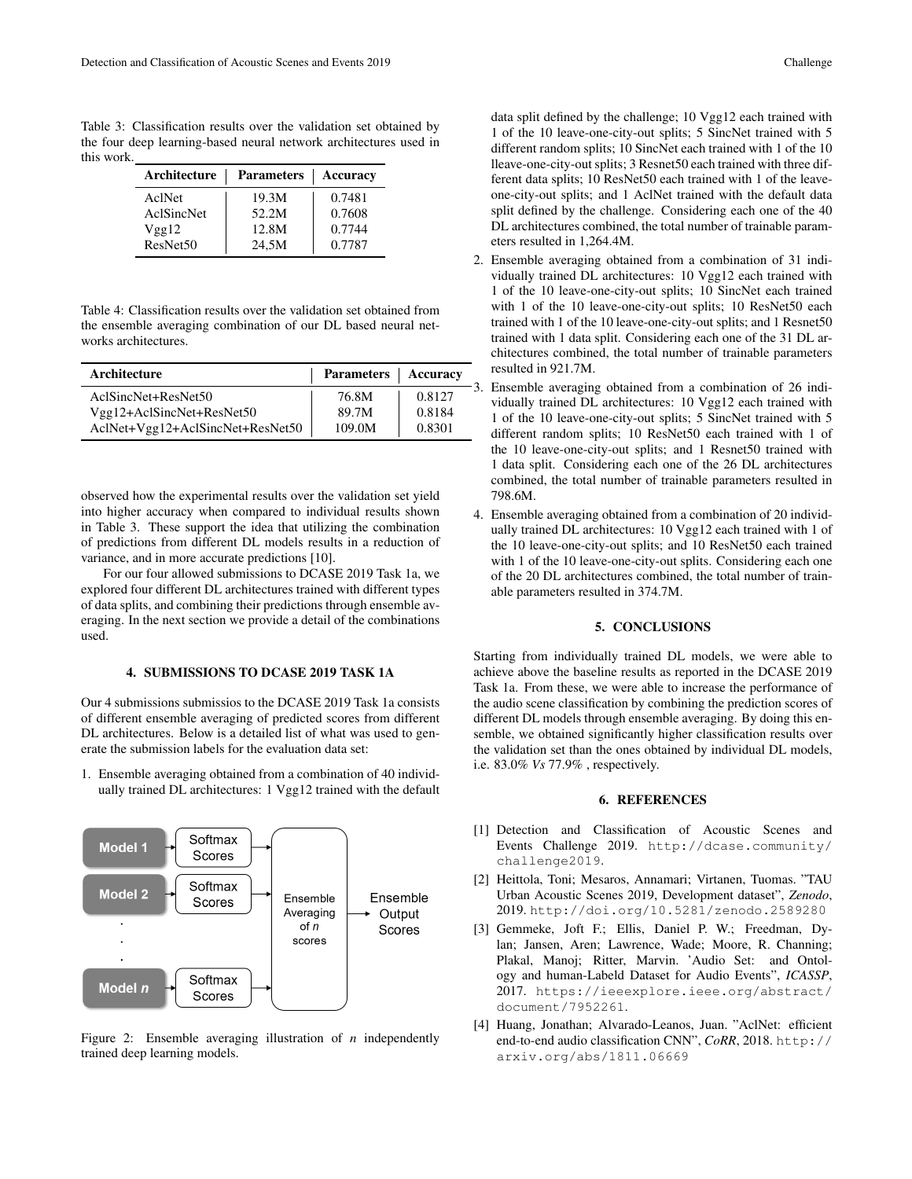Table 3: Classification results over the validation set obtained by the four deep learning-based neural network architectures used in this work.

| Architecture | Parameters | Accuracy |
|---|---|---|
| AclNet | 19.3M | 0.7481 |
| AclSincNet | 52.2M | 0.7608 |
| Vgg12 | 12.8M | 0.7744 |
| ResNet50 | 24,5M | 0.7787 |

Table 4: Classification results over the validation set obtained from the ensemble averaging combination of our DL based neural networks architectures.

| Architecture | Parameters | Accuracy |
|---|---|---|
| AclSincNet+ResNet50 | 76.8M | 0.8127 |
| Vgg12+AclSincNet+ResNet50 | 89.7M | 0.8184 |
| AclNet+Vgg12+AclSincNet+ResNet50 | 109.0M | 0.8301 |

observed how the experimental results over the validation set yield into higher accuracy when compared to individual results shown in Table 3. These support the idea that utilizing the combination of predictions from different DL models results in a reduction of variance, and in more accurate predictions [10].

For our four allowed submissions to DCASE 2019 Task 1a, we explored four different DL architectures trained with different types of data splits, and combining their predictions through ensemble averaging. In the next section we provide a detail of the combinations used.

## 4. SUBMISSIONS TO DCASE 2019 TASK 1A

Our 4 submissions submissios to the DCASE 2019 Task 1a consists of different ensemble averaging of predicted scores from different DL architectures. Below is a detailed list of what was used to generate the submission labels for the evaluation data set:

1. Ensemble averaging obtained from a combination of 40 individually trained DL architectures: 1 Vgg12 trained with the default data split defined by the challenge; 10 Vgg12 each trained with 1 of the 10 leave-one-city-out splits; 5 SincNet trained with 5 different random splits; 10 SincNet each trained with 1 of the 10 lleave-one-city-out splits; 3 Resnet50 each trained with three different data splits; 10 ResNet50 each trained with 1 of the leave-one-city-out splits; and 1 AclNet trained with the default data split defined by the challenge. Considering each one of the 40 DL architectures combined, the total number of trainable parameters resulted in 1,264.4M.
2. Ensemble averaging obtained from a combination of 31 individually trained DL architectures: 10 Vgg12 each trained with 1 of the 10 leave-one-city-out splits; 10 SincNet each trained with 1 of the 10 leave-one-city-out splits; 10 ResNet50 each trained with 1 of the 10 leave-one-city-out splits; and 1 Resnet50 trained with 1 data split. Considering each one of the 31 DL architectures combined, the total number of trainable parameters resulted in 921.7M.
3. Ensemble averaging obtained from a combination of 26 individually trained DL architectures: 10 Vgg12 each trained with 1 of the 10 leave-one-city-out splits; 5 SincNet trained with 5 different random splits; 10 ResNet50 each trained with 1 of the 10 leave-one-city-out splits; and 1 Resnet50 trained with 1 data split. Considering each one of the 26 DL architectures combined, the total number of trainable parameters resulted in 798.6M.
4. Ensemble averaging obtained from a combination of 20 individually trained DL architectures: 10 Vgg12 each trained with 1 of the 10 leave-one-city-out splits; and 10 ResNet50 each trained with 1 of the 10 leave-one-city-out splits. Considering each one of the 20 DL architectures combined, the total number of trainable parameters resulted in 374.7M.

Figure 2: Ensemble averaging illustration of $n$ independently trained deep learning models.

## 5. CONCLUSIONS

Starting from individually trained DL models, we were able to achieve above the baseline results as reported in the DCASE 2019 Task 1a. From these, we were able to increase the performance of the audio scene classification by combining the prediction scores of different DL models through ensemble averaging. By doing this ensemble, we obtained significantly higher classification results over the validation set than the ones obtained by individual DL models, i.e. 83.0% *Vs* 77.9% , respectively.

## 6. REFERENCES

[1] Detection and Classification of Acoustic Scenes and Events Challenge 2019. http://dcase.community/challenge2019.

[2] Heittola, Toni; Mesaros, Annamari; Virtanen, Tuomas. "TAU Urban Acoustic Scenes 2019, Development dataset", *Zenodo*, 2019. http://doi.org/10.5281/zenodo.2589280

[3] Gemmeke, Joft F.; Ellis, Daniel P. W.; Freedman, Dylan; Jansen, Aren; Lawrence, Wade; Moore, R. Channing; Plakal, Manoj; Ritter, Marvin. 'Audio Set: and Ontology and human-Labeld Dataset for Audio Events", *ICASSP*, 2017. https://ieeexplore.ieee.org/abstract/document/7952261.

[4] Huang, Jonathan; Alvarado-Leanos, Juan. "AclNet: efficient end-to-end audio classification CNN", *CoRR*, 2018. http://arxiv.org/abs/1811.06669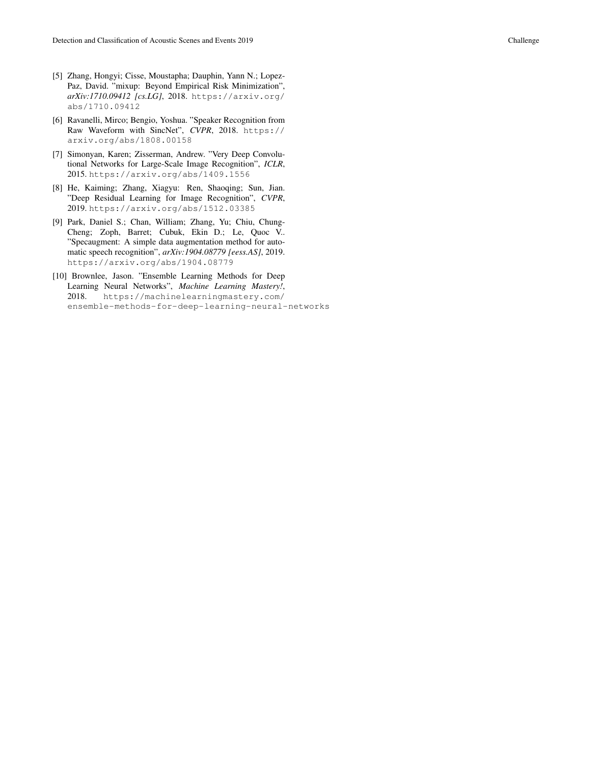[5] Zhang, Hongyi; Cisse, Moustapha; Dauphin, Yann N.; Lopez-Paz, David. "mixup: Beyond Empirical Risk Minimization", *arXiv:1710.09412 [cs.LG]*, 2018. https://arxiv.org/abs/1710.09412

[6] Ravanelli, Mirco; Bengio, Yoshua. "Speaker Recognition from Raw Waveform with SincNet", *CVPR*, 2018. https://arxiv.org/abs/1808.00158

[7] Simonyan, Karen; Zisserman, Andrew. "Very Deep Convolutional Networks for Large-Scale Image Recognition", *ICLR*, 2015. https://arxiv.org/abs/1409.1556

[8] He, Kaiming; Zhang, Xiagyu: Ren, Shaoqing; Sun, Jian. "Deep Residual Learning for Image Recognition", *CVPR*, 2019. https://arxiv.org/abs/1512.03385

[9] Park, Daniel S.; Chan, William; Zhang, Yu; Chiu, Chung-Cheng; Zoph, Barret; Cubuk, Ekin D.; Le, Quoc V.. "Specaugment: A simple data augmentation method for automatic speech recognition", *arXiv:1904.08779 [eess.AS]*, 2019. https://arxiv.org/abs/1904.08779

[10] Brownlee, Jason. "Ensemble Learning Methods for Deep Learning Neural Networks", *Machine Learning Mastery!*, 2018. https://machinelearningmastery.com/ensemble-methods-for-deep-learning-neural-networks